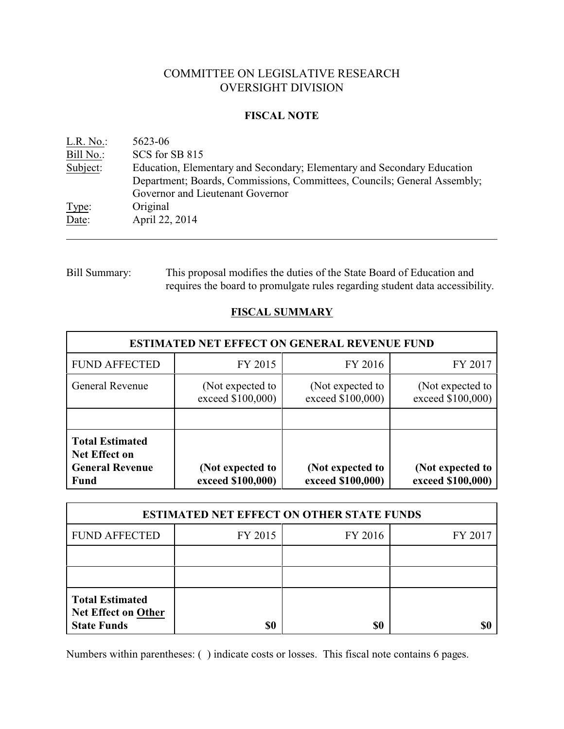# COMMITTEE ON LEGISLATIVE RESEARCH
# OVERSIGHT DIVISION

## FISCAL NOTE

| | |
|---|---|
| L.R. No.: | 5623-06 |
| Bill No.: | SCS for SB 815 |
| Subject: | Education, Elementary and Secondary; Elementary and Secondary Education Department; Boards, Commissions, Committees, Councils; General Assembly; Governor and Lieutenant Governor |
| Type: | Original |
| Date: | April 22, 2014 |

---

Bill Summary: This proposal modifies the duties of the State Board of Education and requires the board to promulgate rules regarding student data accessibility.

## FISCAL SUMMARY

| ESTIMATED NET EFFECT ON GENERAL REVENUE FUND | | | |
|---|---|---|---|
| FUND AFFECTED | FY 2015 | FY 2016 | FY 2017 |
| General Revenue | (Not expected to exceed $100,000) | (Not expected to exceed $100,000) | (Not expected to exceed $100,000) |
| | | | |
| **Total Estimated Net Effect on General Revenue Fund** | **(Not expected to exceed $100,000)** | **(Not expected to exceed $100,000)** | **(Not expected to exceed $100,000)** |

| ESTIMATED NET EFFECT ON OTHER STATE FUNDS | | | |
|---|---|---|---|
| FUND AFFECTED | FY 2015 | FY 2016 | FY 2017 |
| | | | |
| | | | |
| **Total Estimated Net Effect on Other State Funds** | **$0** | **$0** | **$0** |

Numbers within parentheses: ( ) indicate costs or losses. This fiscal note contains 6 pages.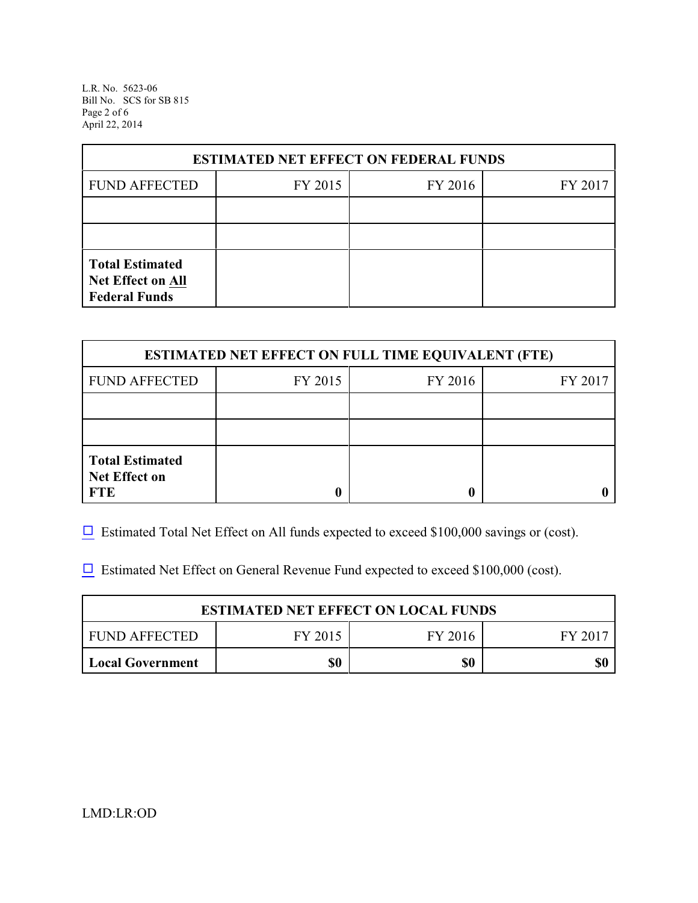| ESTIMATED NET EFFECT ON FEDERAL FUNDS | | | |
|---|---|---|---|
| FUND AFFECTED | FY 2015 | FY 2016 | FY 2017 |
| | | | |
| | | | |
| **Total Estimated Net Effect on All Federal Funds** | | | |

| ESTIMATED NET EFFECT ON FULL TIME EQUIVALENT (FTE) | | | |
|---|---|---|---|
| FUND AFFECTED | FY 2015 | FY 2016 | FY 2017 |
| | | | |
| | | | |
| **Total Estimated Net Effect on FTE** | **0** | **0** | **0** |

☐ Estimated Total Net Effect on All funds expected to exceed $100,000 savings or (cost).

☐ Estimated Net Effect on General Revenue Fund expected to exceed $100,000 (cost).

| ESTIMATED NET EFFECT ON LOCAL FUNDS | | | |
|---|---|---|---|
| FUND AFFECTED | FY 2015 | FY 2016 | FY 2017 |
| **Local Government** | **$0** | **$0** | **$0** |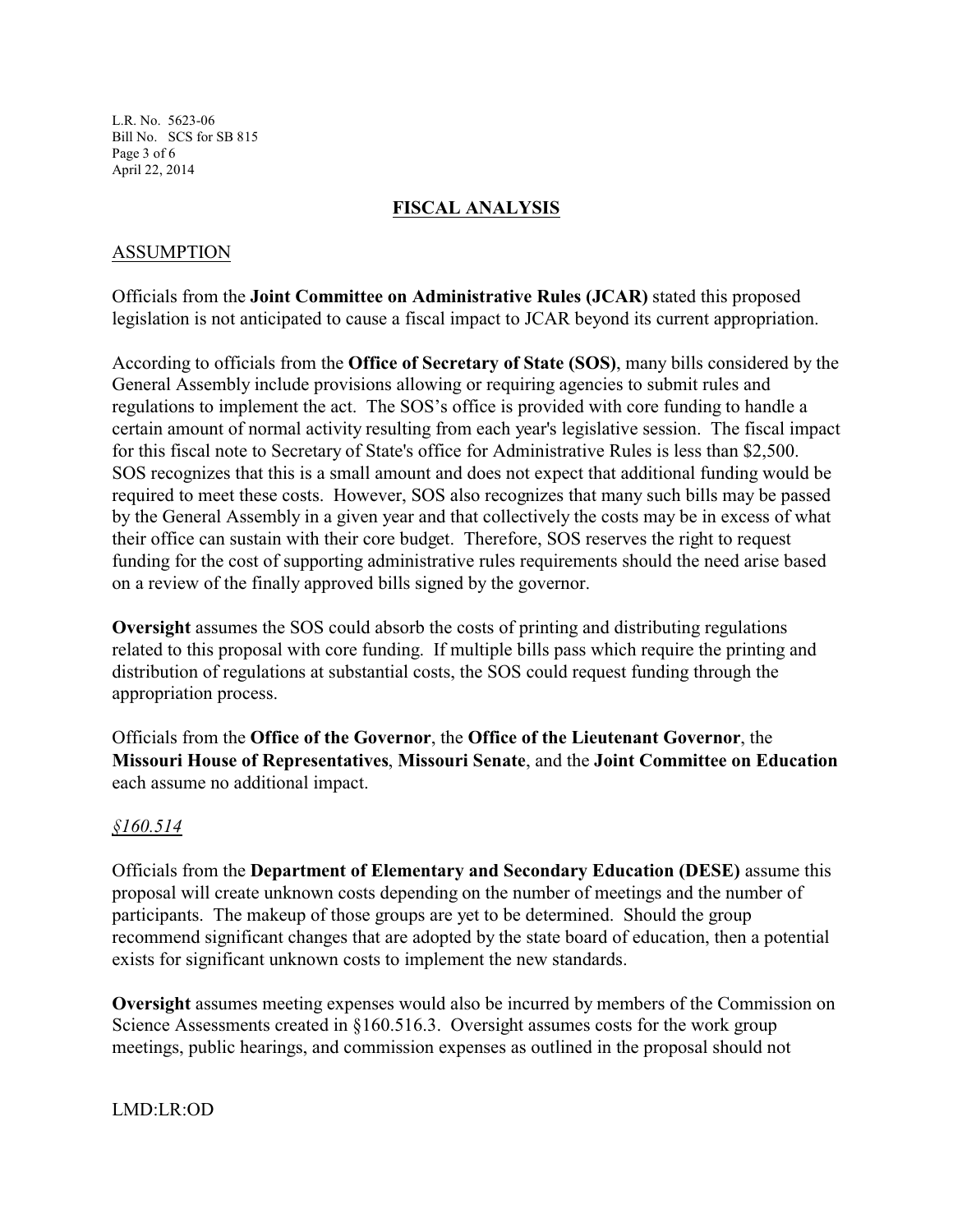## FISCAL ANALYSIS

### ASSUMPTION

Officials from the **Joint Committee on Administrative Rules (JCAR)** stated this proposed legislation is not anticipated to cause a fiscal impact to JCAR beyond its current appropriation.

According to officials from the **Office of Secretary of State (SOS)**, many bills considered by the General Assembly include provisions allowing or requiring agencies to submit rules and regulations to implement the act. The SOS's office is provided with core funding to handle a certain amount of normal activity resulting from each year's legislative session. The fiscal impact for this fiscal note to Secretary of State's office for Administrative Rules is less than $2,500. SOS recognizes that this is a small amount and does not expect that additional funding would be required to meet these costs. However, SOS also recognizes that many such bills may be passed by the General Assembly in a given year and that collectively the costs may be in excess of what their office can sustain with their core budget. Therefore, SOS reserves the right to request funding for the cost of supporting administrative rules requirements should the need arise based on a review of the finally approved bills signed by the governor.

**Oversight** assumes the SOS could absorb the costs of printing and distributing regulations related to this proposal with core funding. If multiple bills pass which require the printing and distribution of regulations at substantial costs, the SOS could request funding through the appropriation process.

Officials from the **Office of the Governor**, the **Office of the Lieutenant Governor**, the **Missouri House of Representatives**, **Missouri Senate**, and the **Joint Committee on Education** each assume no additional impact.

*§160.514*

Officials from the **Department of Elementary and Secondary Education (DESE)** assume this proposal will create unknown costs depending on the number of meetings and the number of participants. The makeup of those groups are yet to be determined. Should the group recommend significant changes that are adopted by the state board of education, then a potential exists for significant unknown costs to implement the new standards.

**Oversight** assumes meeting expenses would also be incurred by members of the Commission on Science Assessments created in §160.516.3. Oversight assumes costs for the work group meetings, public hearings, and commission expenses as outlined in the proposal should not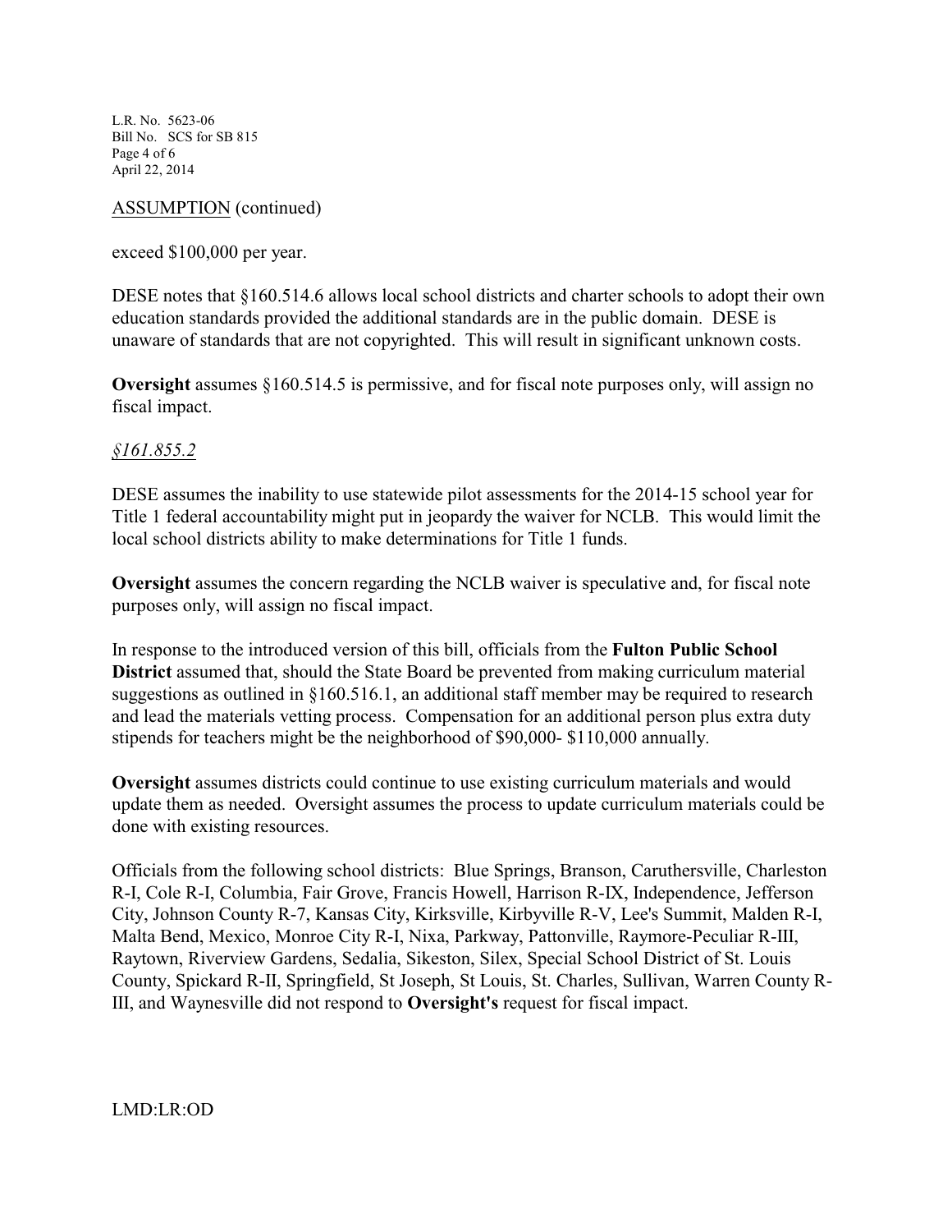ASSUMPTION (continued)

exceed $100,000 per year.

DESE notes that §160.514.6 allows local school districts and charter schools to adopt their own education standards provided the additional standards are in the public domain. DESE is unaware of standards that are not copyrighted. This will result in significant unknown costs.

**Oversight** assumes §160.514.5 is permissive, and for fiscal note purposes only, will assign no fiscal impact.

*§161.855.2*

DESE assumes the inability to use statewide pilot assessments for the 2014-15 school year for Title 1 federal accountability might put in jeopardy the waiver for NCLB. This would limit the local school districts ability to make determinations for Title 1 funds.

**Oversight** assumes the concern regarding the NCLB waiver is speculative and, for fiscal note purposes only, will assign no fiscal impact.

In response to the introduced version of this bill, officials from the **Fulton Public School District** assumed that, should the State Board be prevented from making curriculum material suggestions as outlined in §160.516.1, an additional staff member may be required to research and lead the materials vetting process. Compensation for an additional person plus extra duty stipends for teachers might be the neighborhood of $90,000- $110,000 annually.

**Oversight** assumes districts could continue to use existing curriculum materials and would update them as needed. Oversight assumes the process to update curriculum materials could be done with existing resources.

Officials from the following school districts: Blue Springs, Branson, Caruthersville, Charleston R-I, Cole R-I, Columbia, Fair Grove, Francis Howell, Harrison R-IX, Independence, Jefferson City, Johnson County R-7, Kansas City, Kirksville, Kirbyville R-V, Lee's Summit, Malden R-I, Malta Bend, Mexico, Monroe City R-I, Nixa, Parkway, Pattonville, Raymore-Peculiar R-III, Raytown, Riverview Gardens, Sedalia, Sikeston, Silex, Special School District of St. Louis County, Spickard R-II, Springfield, St Joseph, St Louis, St. Charles, Sullivan, Warren County R-III, and Waynesville did not respond to **Oversight's** request for fiscal impact.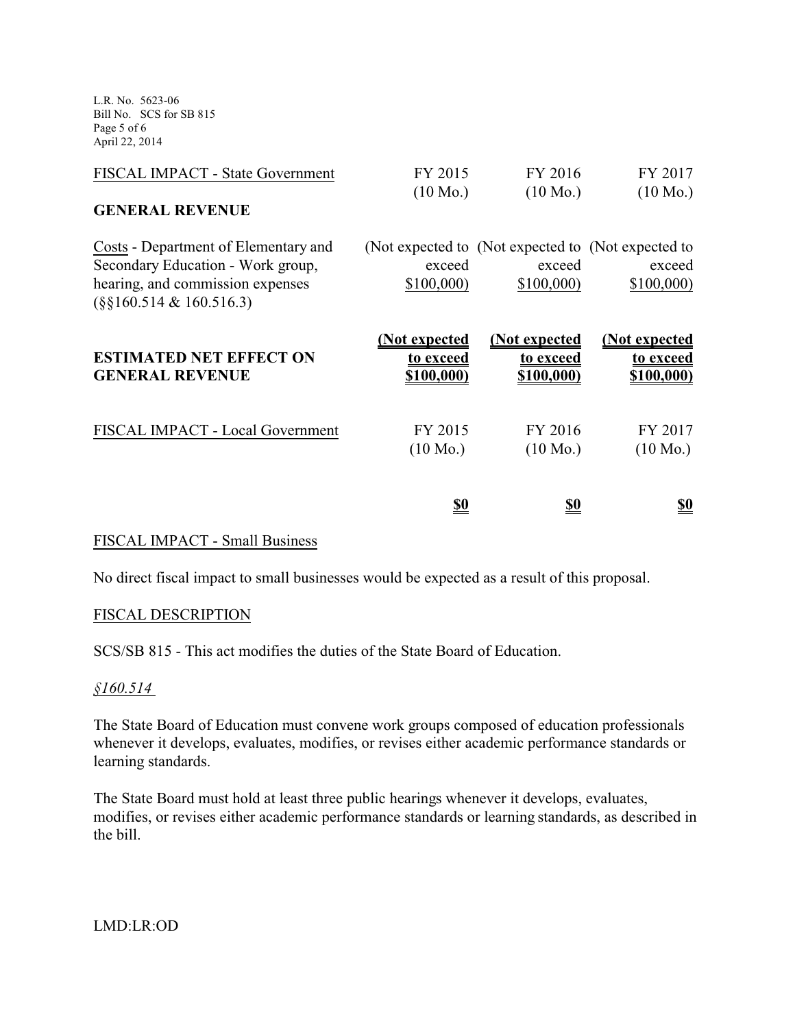| FISCAL IMPACT - State Government | FY 2015 (10 Mo.) | FY 2016 (10 Mo.) | FY 2017 (10 Mo.) |
|---|---|---|---|
| **GENERAL REVENUE** | | | |
| Costs - Department of Elementary and Secondary Education - Work group, hearing, and commission expenses (§§160.514 & 160.516.3) | (Not expected to exceed $100,000) | (Not expected to exceed $100,000) | (Not expected to exceed $100,000) |
| **ESTIMATED NET EFFECT ON GENERAL REVENUE** | **(Not expected to exceed $100,000)** | **(Not expected to exceed $100,000)** | **(Not expected to exceed $100,000)** |

| FISCAL IMPACT - Local Government | FY 2015 (10 Mo.) | FY 2016 (10 Mo.) | FY 2017 (10 Mo.) |
|---|---|---|---|
| | **$0** | **$0** | **$0** |

FISCAL IMPACT - Small Business

No direct fiscal impact to small businesses would be expected as a result of this proposal.

FISCAL DESCRIPTION

SCS/SB 815 - This act modifies the duties of the State Board of Education.

*§160.514*

The State Board of Education must convene work groups composed of education professionals whenever it develops, evaluates, modifies, or revises either academic performance standards or learning standards.

The State Board must hold at least three public hearings whenever it develops, evaluates, modifies, or revises either academic performance standards or learning standards, as described in the bill.

LMD:LR:OD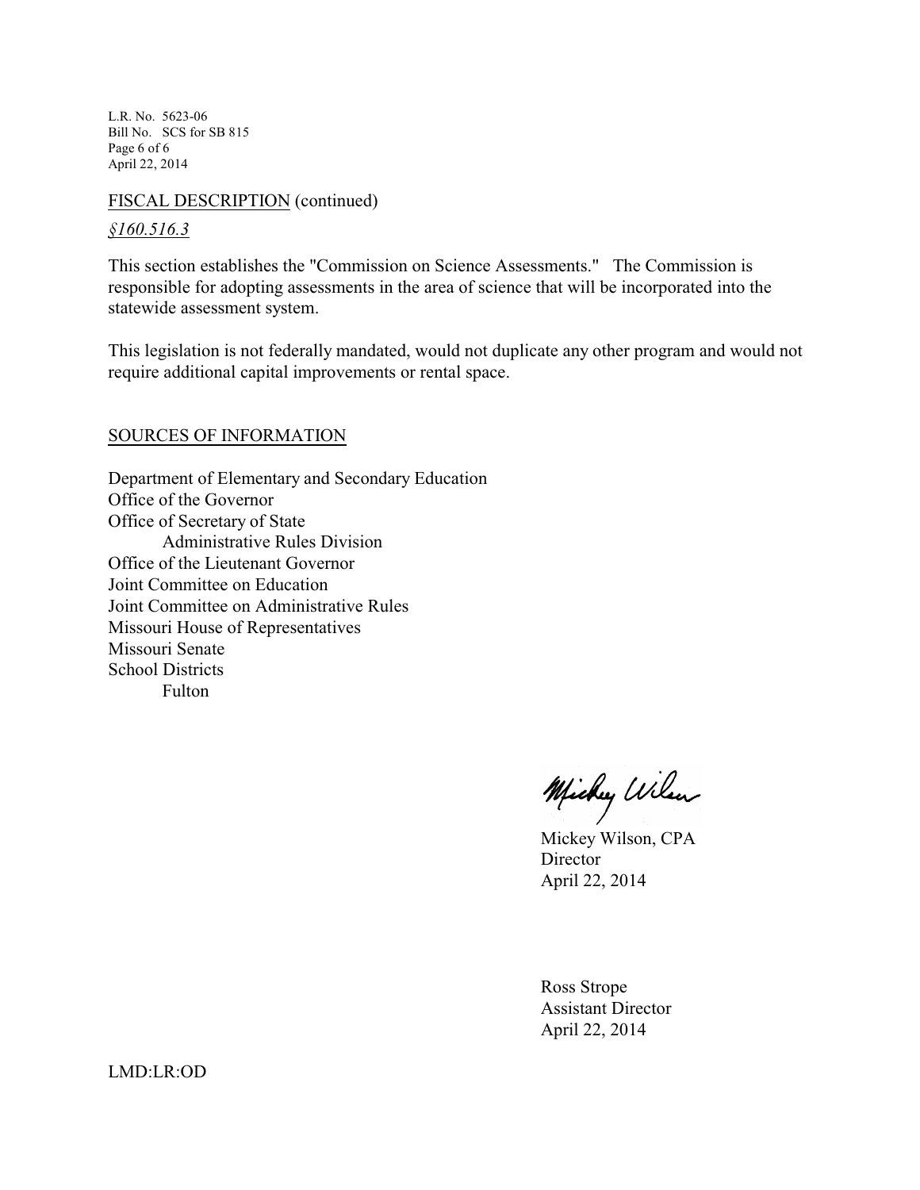FISCAL DESCRIPTION (continued)

*§160.516.3*

This section establishes the "Commission on Science Assessments." The Commission is responsible for adopting assessments in the area of science that will be incorporated into the statewide assessment system.

This legislation is not federally mandated, would not duplicate any other program and would not require additional capital improvements or rental space.

SOURCES OF INFORMATION

Department of Elementary and Secondary Education
Office of the Governor
Office of Secretary of State
  Administrative Rules Division
Office of the Lieutenant Governor
Joint Committee on Education
Joint Committee on Administrative Rules
Missouri House of Representatives
Missouri Senate
School Districts
  Fulton

Mickey Wilson, CPA
Director
April 22, 2014

Ross Strope
Assistant Director
April 22, 2014

LMD:LR:OD